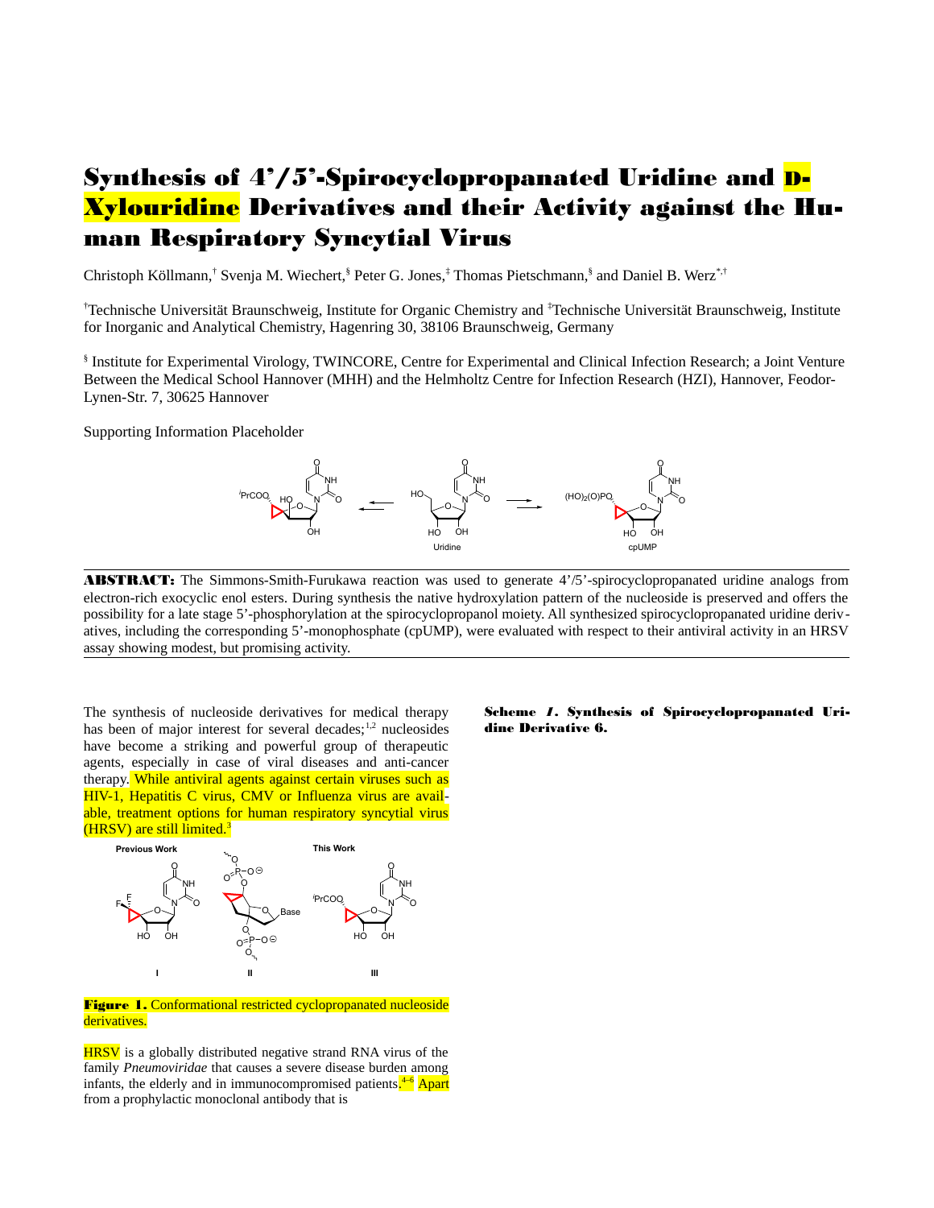# Synthesis of 4'/5'-Spirocyclopropanated Uridine and D-Xylouridine Derivatives and their Activity against the Human Respiratory Syncytial Virus

Christoph Köllmann,[†] Svenja M. Wiechert,[§] Peter G. Jones,[‡] Thomas Pietschmann,[§] and Daniel B. Werz[*,†]

[†]Technische Universität Braunschweig, Institute for Organic Chemistry and [‡]Technische Universität Braunschweig, Institute for Inorganic and Analytical Chemistry, Hagenring 30, 38106 Braunschweig, Germany

[§] Institute for Experimental Virology, TWINCORE, Centre for Experimental and Clinical Infection Research; a Joint Venture Between the Medical School Hannover (MHH) and the Helmholtz Centre for Infection Research (HZI), Hannover, Feodor-Lynen-Str. 7, 30625 Hannover

Supporting Information Placeholder

**ABSTRACT:** The Simmons-Smith-Furukawa reaction was used to generate 4'/5'-spirocyclopropanated uridine analogs from electron-rich exocyclic enol esters. During synthesis the native hydroxylation pattern of the nucleoside is preserved and offers the possibility for a late stage 5'-phosphorylation at the spirocyclopropanol moiety. All synthesized spirocyclopropanated uridine derivatives, including the corresponding 5'-monophosphate (cpUMP), were evaluated with respect to their antiviral activity in an HRSV assay showing modest, but promising activity.

The synthesis of nucleoside derivatives for medical therapy has been of major interest for several decades;[1,2] nucleosides have become a striking and powerful group of therapeutic agents, especially in case of viral diseases and anti-cancer therapy. While antiviral agents against certain viruses such as HIV-1, Hepatitis C virus, CMV or Influenza virus are available, treatment options for human respiratory syncytial virus (HRSV) are still limited.[3]

**Figure 1.** Conformational restricted cyclopropanated nucleoside derivatives.

HRSV is a globally distributed negative strand RNA virus of the family *Pneumoviridae* that causes a severe disease burden among infants, the elderly and in immunocompromised patients.[4–6] Apart from a prophylactic monoclonal antibody that is

**Scheme 1. Synthesis of Spirocyclopropanated Uridine Derivative 6.**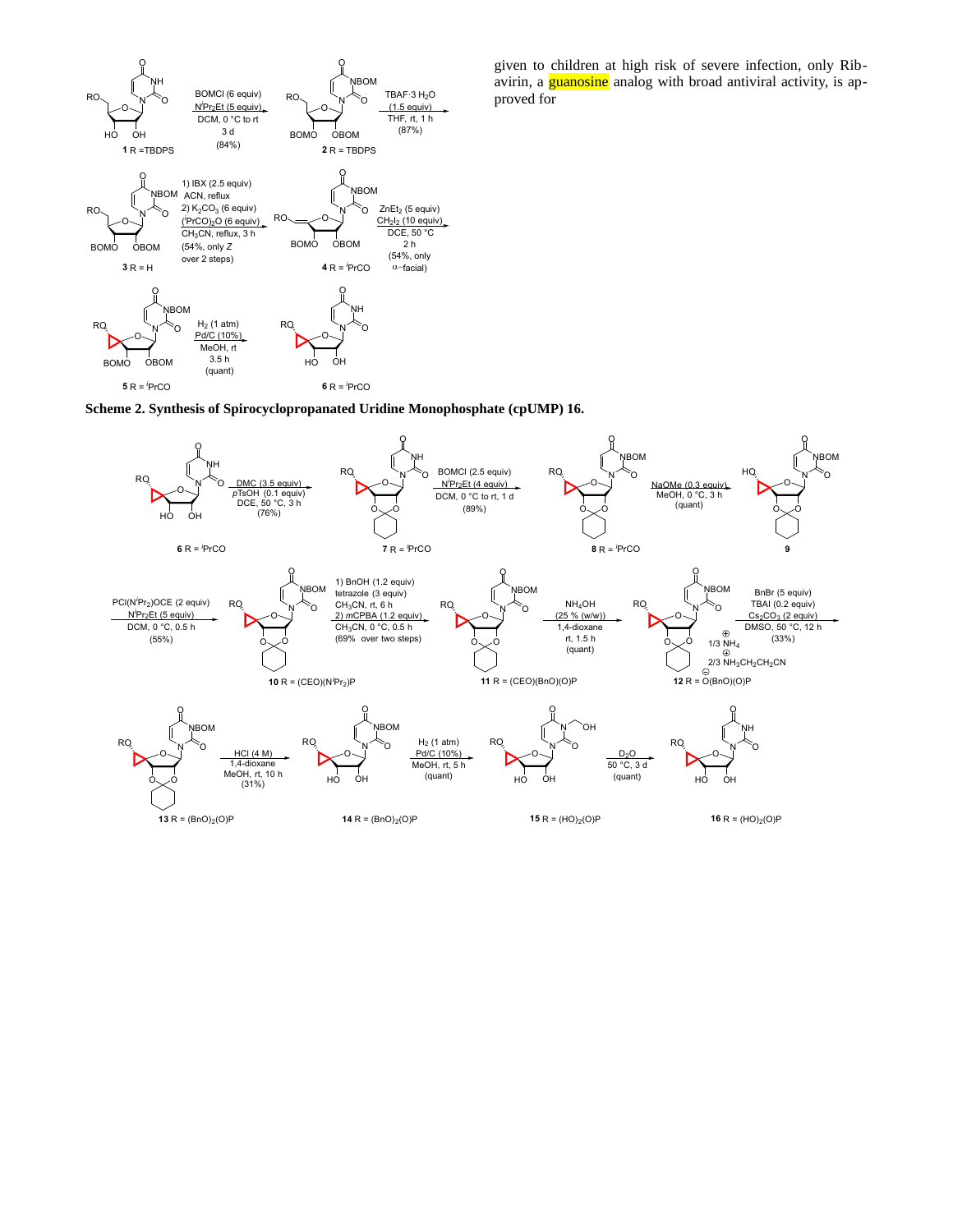given to children at high risk of severe infection, only Ribavirin, a guanosine analog with broad antiviral activity, is approved for

**Scheme 2. Synthesis of Spirocyclopropanated Uridine Monophosphate (cpUMP) 16.**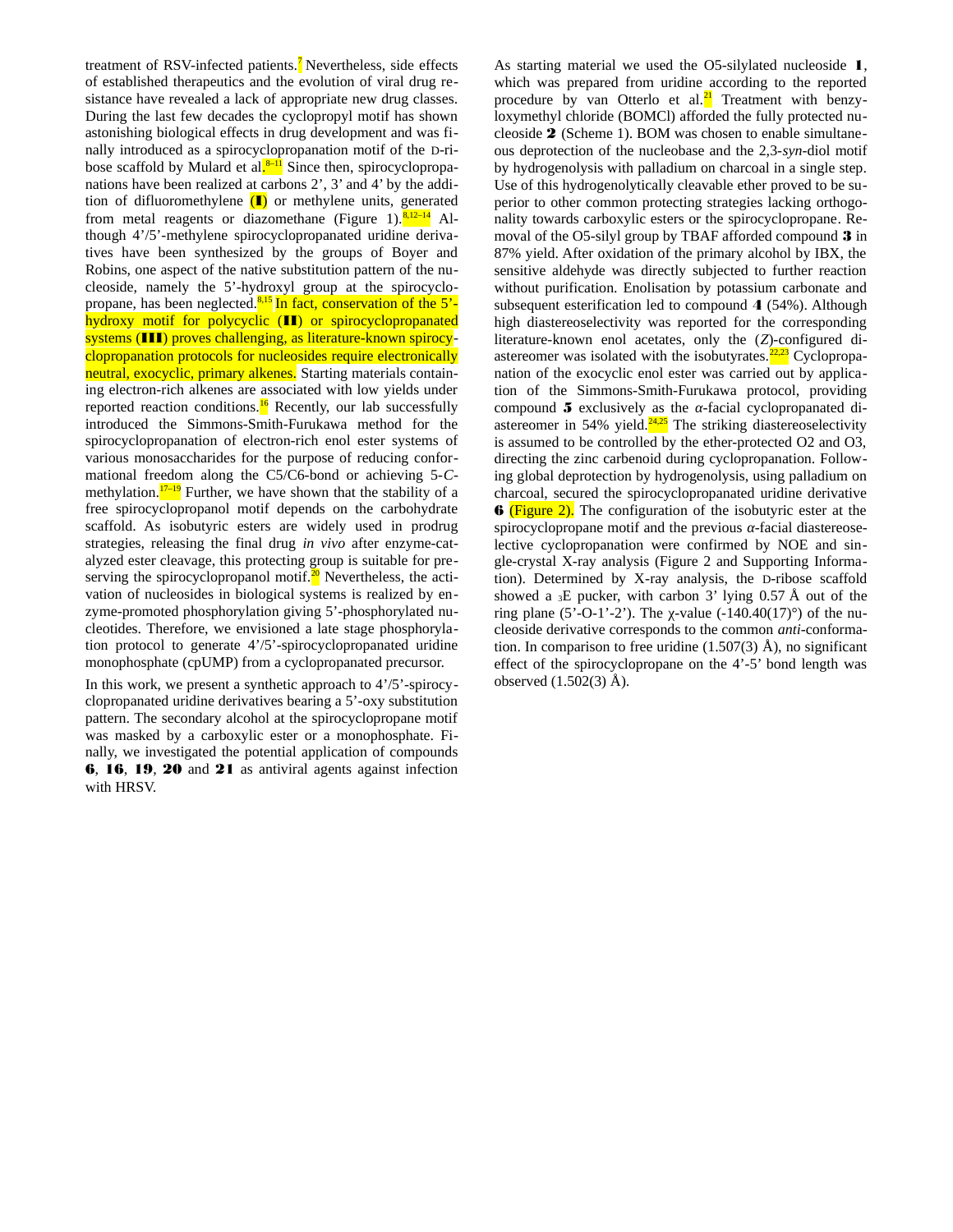treatment of RSV-infected patients.[7] Nevertheless, side effects of established therapeutics and the evolution of viral drug resistance have revealed a lack of appropriate new drug classes. During the last few decades the cyclopropyl motif has shown astonishing biological effects in drug development and was finally introduced as a spirocyclopropanation motif of the D-ribose scaffold by Mulard et al.[8–11] Since then, spirocyclopropanations have been realized at carbons 2', 3' and 4' by the addition of difluoromethylene (**I**) or methylene units, generated from metal reagents or diazomethane (Figure 1).[8,12–14] Although 4'/5'-methylene spirocyclopropanated uridine derivatives have been synthesized by the groups of Boyer and Robins, one aspect of the native substitution pattern of the nucleoside, namely the 5'-hydroxyl group at the spirocyclopropane, has been neglected.[8,15] In fact, conservation of the 5'-hydroxy motif for polycyclic (**II**) or spirocyclopropanated systems (**III**) proves challenging, as literature-known spirocyclopropanation protocols for nucleosides require electronically neutral, exocyclic, primary alkenes. Starting materials containing electron-rich alkenes are associated with low yields under reported reaction conditions.[16] Recently, our lab successfully introduced the Simmons-Smith-Furukawa method for the spirocyclopropanation of electron-rich enol ester systems of various monosaccharides for the purpose of reducing conformational freedom along the C5/C6-bond or achieving 5-*C*-methylation.[17–19] Further, we have shown that the stability of a free spirocyclopropanol motif depends on the carbohydrate scaffold. As isobutyric esters are widely used in prodrug strategies, releasing the final drug *in vivo* after enzyme-catalyzed ester cleavage, this protecting group is suitable for preserving the spirocyclopropanol motif.[20] Nevertheless, the activation of nucleosides in biological systems is realized by enzyme-promoted phosphorylation giving 5'-phosphorylated nucleotides. Therefore, we envisioned a late stage phosphorylation protocol to generate 4'/5'-spirocyclopropanated uridine monophosphate (cpUMP) from a cyclopropanated precursor.

In this work, we present a synthetic approach to 4'/5'-spirocyclopropanated uridine derivatives bearing a 5'-oxy substitution pattern. The secondary alcohol at the spirocyclopropane motif was masked by a carboxylic ester or a monophosphate. Finally, we investigated the potential application of compounds **6**, **16**, **19**, **20** and **21** as antiviral agents against infection with HRSV.

As starting material we used the O5-silylated nucleoside **1**, which was prepared from uridine according to the reported procedure by van Otterlo et al.[21] Treatment with benzyloxymethyl chloride (BOMCl) afforded the fully protected nucleoside **2** (Scheme 1). BOM was chosen to enable simultaneous deprotection of the nucleobase and the 2,3-*syn*-diol motif by hydrogenolysis with palladium on charcoal in a single step. Use of this hydrogenolytically cleavable ether proved to be superior to other common protecting strategies lacking orthogonality towards carboxylic esters or the spirocyclopropane. Removal of the O5-silyl group by TBAF afforded compound **3** in 87% yield. After oxidation of the primary alcohol by IBX, the sensitive aldehyde was directly subjected to further reaction without purification. Enolisation by potassium carbonate and subsequent esterification led to compound **4** (54%). Although high diastereoselectivity was reported for the corresponding literature-known enol acetates, only the (*Z*)-configured diastereomer was isolated with the isobutyrates.[22,23] Cyclopropanation of the exocyclic enol ester was carried out by application of the Simmons-Smith-Furukawa protocol, providing compound **5** exclusively as the *α*-facial cyclopropanated diastereomer in 54% yield.[24,25] The striking diastereoselectivity is assumed to be controlled by the ether-protected O2 and O3, directing the zinc carbenoid during cyclopropanation. Following global deprotection by hydrogenolysis, using palladium on charcoal, secured the spirocyclopropanated uridine derivative **6** (Figure 2). The configuration of the isobutyric ester at the spirocyclopropane motif and the previous *α*-facial diastereoselective cyclopropanation were confirmed by NOE and single-crystal X-ray analysis (Figure 2 and Supporting Information). Determined by X-ray analysis, the D-ribose scaffold showed a $_3$E pucker, with carbon 3' lying 0.57 Å out of the ring plane (5'-O-1'-2'). The χ-value (-140.40(17)°) of the nucleoside derivative corresponds to the common *anti*-conformation. In comparison to free uridine (1.507(3) Å), no significant effect of the spirocyclopropane on the 4'-5' bond length was observed (1.502(3) Å).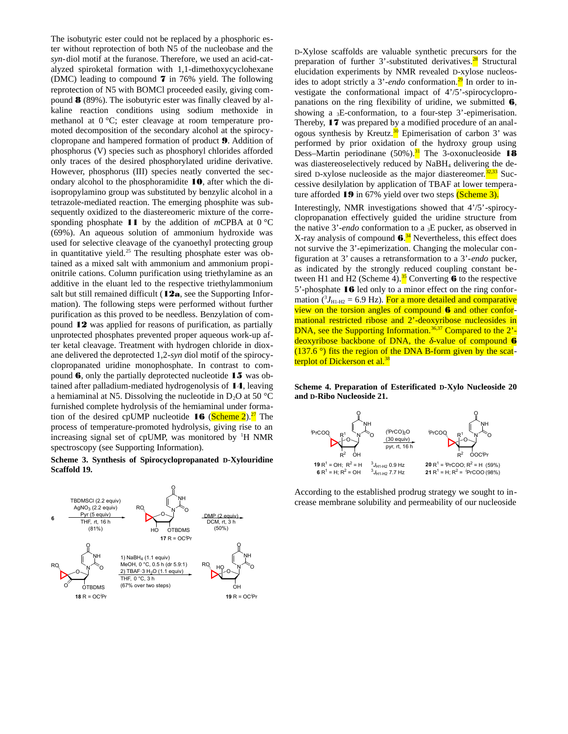The isobutyric ester could not be replaced by a phosphoric ester without reprotection of both N5 of the nucleobase and the *syn*-diol motif at the furanose. Therefore, we used an acid-catalyzed spiroketal formation with 1,1-dimethoxycyclohexane (DMC) leading to compound **7** in 76% yield. The following reprotection of N5 with BOMCl proceeded easily, giving compound **8** (89%). The isobutyric ester was finally cleaved by alkaline reaction conditions using sodium methoxide in methanol at 0 °C; ester cleavage at room temperature promoted decomposition of the secondary alcohol at the spirocyclopropane and hampered formation of product **9**. Addition of phosphorus (V) species such as phosphoryl chlorides afforded only traces of the desired phosphorylated uridine derivative. However, phosphorus (III) species neatly converted the secondary alcohol to the phosphoramidite **10**, after which the diisopropylamino group was substituted by benzylic alcohol in a tetrazole-mediated reaction. The emerging phosphite was subsequently oxidized to the diastereomeric mixture of the corresponding phosphate **11** by the addition of *m*CPBA at 0 °C (69%). An aqueous solution of ammonium hydroxide was used for selective cleavage of the cyanoethyl protecting group in quantitative yield.[25] The resulting phosphate ester was obtained as a mixed salt with ammonium and ammonium propionitrile cations. Column purification using triethylamine as an additive in the eluant led to the respective triethylammonium salt but still remained difficult (**12a**, see the Supporting Information). The following steps were performed without further purification as this proved to be needless. Benzylation of compound **12** was applied for reasons of purification, as partially unprotected phosphates prevented proper aqueous work-up after ketal cleavage. Treatment with hydrogen chloride in dioxane delivered the deprotected 1,2-*syn* diol motif of the spirocyclopropanated uridine monophosphate. In contrast to compound **6**, only the partially deprotected nucleotide **15** was obtained after palladium-mediated hydrogenolysis of **14**, leaving a hemiaminal at N5. Dissolving the nucleotide in $D_2O$ at 50 °C furnished complete hydrolysis of the hemiaminal under formation of the desired cpUMP nucleotide **16** (Scheme 2).[27] The process of temperature-promoted hydrolysis, giving rise to an increasing signal set of cpUMP, was monitored by $^1$H NMR spectroscopy (see Supporting Information).

**Scheme 3. Synthesis of Spirocyclopropanated D-Xylouridine Scaffold 19.**

6 → (TBDMSCl (2.2 equiv), $AgNO_3$ (2.2 equiv), Pyr (5 equiv), THF, rt, 16 h, (81%)) → **17** R = OC$^i$Pr → (DMP (2 equiv), DCM, rt, 3 h, (50%)) → **18** R = OC$^i$Pr → (1) $NaBH_4$ (1.1 equiv), MeOH, 0 °C, 0.5 h (dr 5.9:1); 2) TBAF·3 $H_2O$ (1.1 equiv), THF, 0 °C, 3 h (67% over two steps)) → **19** R = OC$^i$Pr

D-Xylose scaffolds are valuable synthetic precursors for the preparation of further 3'-substituted derivatives.[28] Structural elucidation experiments by NMR revealed D-xylose nucleosides to adopt strictly a 3'-*endo* conformation.[29] In order to investigate the conformational impact of 4'/5'-spirocyclopropanations on the ring flexibility of uridine, we submitted **6**, showing a $_3$E-conformation, to a four-step 3'-epimerisation. Thereby, **17** was prepared by a modified procedure of an analogous synthesis by Kreutz.[30] Epimerisation of carbon 3' was performed by prior oxidation of the hydroxy group using Dess–Martin periodinane (50%).[31] The 3-oxonucleoside **18** was diastereoselectively reduced by $NaBH_4$ delivering the desired D-xylose nucleoside as the major diastereomer.[32,33] Successive desilylation by application of TBAF at lower temperature afforded **19** in 67% yield over two steps (Scheme 3).

Interestingly, NMR investigations showed that 4'/5'-spirocyclopropanation effectively guided the uridine structure from the native 3'-*endo* conformation to a $_3$E pucker, as observed in X-ray analysis of compound **6**.[34] Nevertheless, this effect does not survive the 3'-epimerization. Changing the molecular configuration at 3' causes a retransformation to a 3'-*endo* pucker, as indicated by the strongly reduced coupling constant between H1 and H2 (Scheme 4).[35] Converting **6** to the respective 5'-phosphate **16** led only to a minor effect on the ring conformation ($^3J_{H1\text{-}H2}$ = 6.9 Hz). For a more detailed and comparative view on the torsion angles of compound **6** and other conformational restricted ribose and 2'-deoxyribose nucleosides in DNA, see the Supporting Information.[36,37] Compared to the 2'-deoxyribose backbone of DNA, the $\delta$-value of compound **6** (137.6 °) fits the region of the DNA B-form given by the scatterplot of Dickerson et al.[38]

**Scheme 4. Preparation of Esterificated D-Xylo Nucleoside 20 and D-Ribo Nucleoside 21.**

(${}^i$PrCO)$_2$O (30 equiv), pyr, rt, 16 h

**19** R$^1$ = OH; R$^2$ = H, $^3J_{H1\text{-}H2}$ 0.9 Hz → **20** R$^1$ = $^i$PrCOO; R$^2$ = H (59%)

**6** R$^1$ = H; R$^2$ = OH, $^3J_{H1\text{-}H2}$ 7.7 Hz → **21** R$^1$ = H; R$^2$ = $^i$PrCOO (98%)

According to the established prodrug strategy we sought to increase membrane solubility and permeability of our nucleoside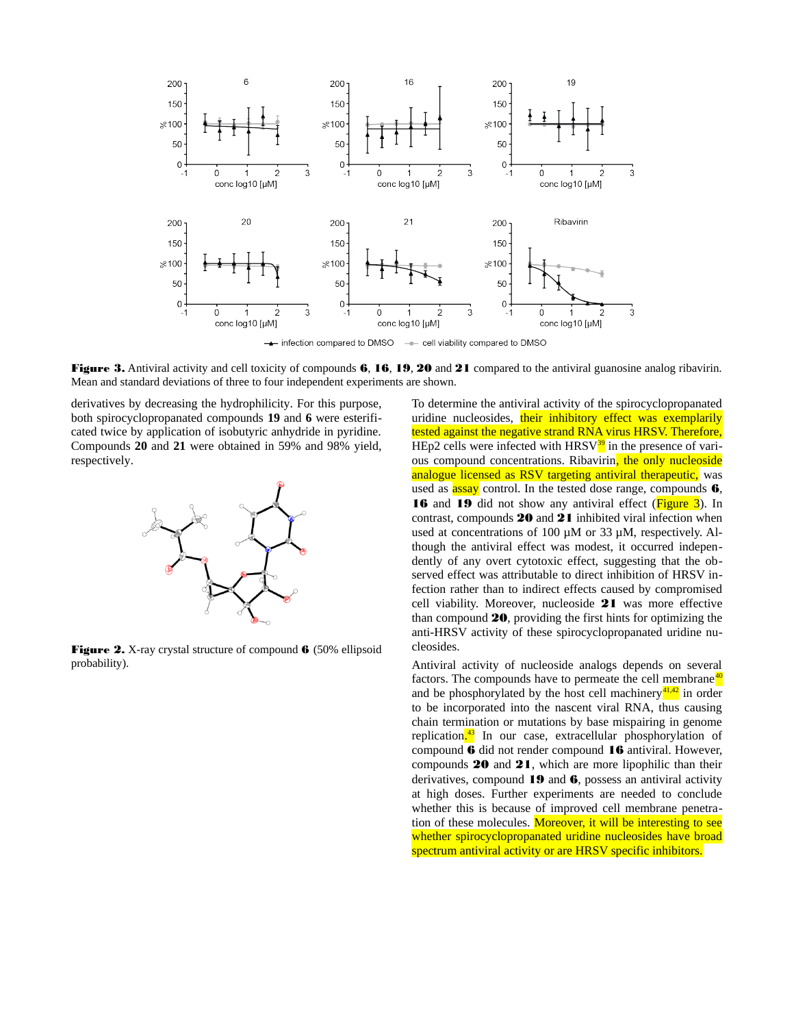**Figure 3.** Antiviral activity and cell toxicity of compounds **6**, **16**, **19**, **20** and **21** compared to the antiviral guanosine analog ribavirin. Mean and standard deviations of three to four independent experiments are shown.

derivatives by decreasing the hydrophilicity. For this purpose, both spirocyclopropanated compounds **19** and **6** were esterificated twice by application of isobutyric anhydride in pyridine. Compounds **20** and **21** were obtained in 59% and 98% yield, respectively.

**Figure 2.** X-ray crystal structure of compound **6** (50% ellipsoid probability).

To determine the antiviral activity of the spirocyclopropanated uridine nucleosides, their inhibitory effect was exemplarily tested against the negative strand RNA virus HRSV. Therefore, HEp2 cells were infected with HRSV[39] in the presence of various compound concentrations. Ribavirin, the only nucleoside analogue licensed as RSV targeting antiviral therapeutic, was used as assay control. In the tested dose range, compounds **6**, **16** and **19** did not show any antiviral effect (Figure 3). In contrast, compounds **20** and **21** inhibited viral infection when used at concentrations of 100 µM or 33 µM, respectively. Although the antiviral effect was modest, it occurred independently of any overt cytotoxic effect, suggesting that the observed effect was attributable to direct inhibition of HRSV infection rather than to indirect effects caused by compromised cell viability. Moreover, nucleoside **21** was more effective than compound **20**, providing the first hints for optimizing the anti-HRSV activity of these spirocyclopropanated uridine nucleosides.

Antiviral activity of nucleoside analogs depends on several factors. The compounds have to permeate the cell membrane[40] and be phosphorylated by the host cell machinery[41,42] in order to be incorporated into the nascent viral RNA, thus causing chain termination or mutations by base mispairing in genome replication.[43] In our case, extracellular phosphorylation of compound **6** did not render compound **16** antiviral. However, compounds **20** and **21**, which are more lipophilic than their derivatives, compound **19** and **6**, possess an antiviral activity at high doses. Further experiments are needed to conclude whether this is because of improved cell membrane penetration of these molecules. Moreover, it will be interesting to see whether spirocyclopropanated uridine nucleosides have broad spectrum antiviral activity or are HRSV specific inhibitors.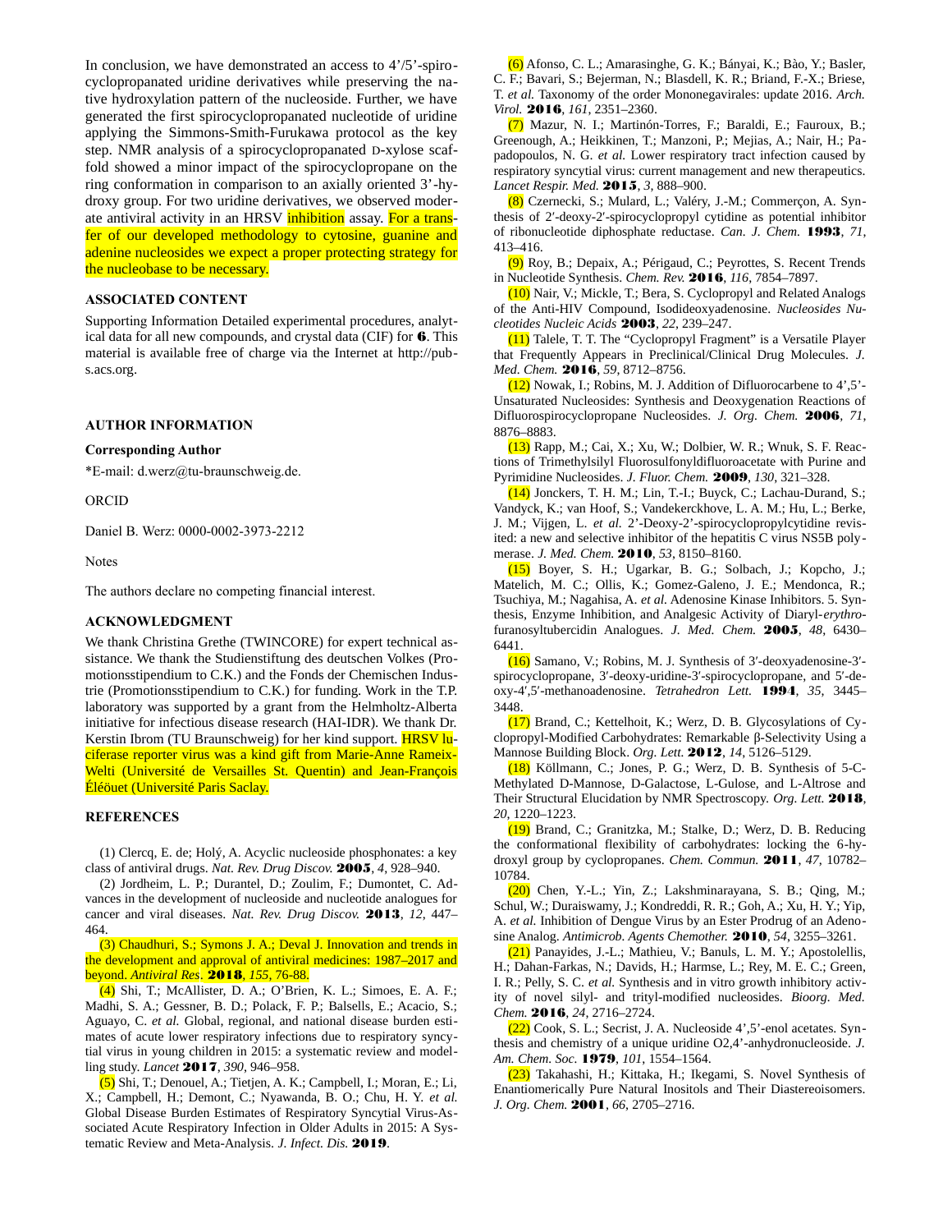In conclusion, we have demonstrated an access to 4'/5'-spirocyclopropanated uridine derivatives while preserving the native hydroxylation pattern of the nucleoside. Further, we have generated the first spirocyclopropanated nucleotide of uridine applying the Simmons-Smith-Furukawa protocol as the key step. NMR analysis of a spirocyclopropanated D-xylose scaffold showed a minor impact of the spirocyclopropane on the ring conformation in comparison to an axially oriented 3'-hydroxy group. For two uridine derivatives, we observed moderate antiviral activity in an HRSV inhibition assay. For a transfer of our developed methodology to cytosine, guanine and adenine nucleosides we expect a proper protecting strategy for the nucleobase to be necessary.

### ASSOCIATED CONTENT

Supporting Information Detailed experimental procedures, analytical data for all new compounds, and crystal data (CIF) for **6**. This material is available free of charge via the Internet at http://pubs.acs.org.

### AUTHOR INFORMATION

**Corresponding Author**

*E-mail: d.werz@tu-braunschweig.de.

ORCID

Daniel B. Werz: 0000-0002-3973-2212

Notes

The authors declare no competing financial interest.

### ACKNOWLEDGMENT

We thank Christina Grethe (TWINCORE) for expert technical assistance. We thank the Studienstiftung des deutschen Volkes (Promotionsstipendium to C.K.) and the Fonds der Chemischen Industrie (Promotionsstipendium to C.K.) for funding. Work in the T.P. laboratory was supported by a grant from the Helmholtz-Alberta initiative for infectious disease research (HAI-IDR). We thank Dr. Kerstin Ibrom (TU Braunschweig) for her kind support. HRSV luciferase reporter virus was a kind gift from Marie-Anne Rameix-Welti (Université de Versailles St. Quentin) and Jean-François Éléöuet (Université Paris Saclay.

### REFERENCES

(1) Clercq, E. de; Holý, A. Acyclic nucleoside phosphonates: a key class of antiviral drugs. *Nat. Rev. Drug Discov.* **2005**, *4*, 928–940.

(2) Jordheim, L. P.; Durantel, D.; Zoulim, F.; Dumontet, C. Advances in the development of nucleoside and nucleotide analogues for cancer and viral diseases. *Nat. Rev. Drug Discov.* **2013**, *12*, 447–464.

(3) Chaudhuri, S.; Symons J. A.; Deval J. Innovation and trends in the development and approval of antiviral medicines: 1987–2017 and beyond. *Antiviral Res*. **2018**, *155*, 76-88.

(4) Shi, T.; McAllister, D. A.; O'Brien, K. L.; Simoes, E. A. F.; Madhi, S. A.; Gessner, B. D.; Polack, F. P.; Balsells, E.; Acacio, S.; Aguayo, C. *et al.* Global, regional, and national disease burden estimates of acute lower respiratory infections due to respiratory syncytial virus in young children in 2015: a systematic review and modelling study. *Lancet* **2017**, *390*, 946–958.

(5) Shi, T.; Denouel, A.; Tietjen, A. K.; Campbell, I.; Moran, E.; Li, X.; Campbell, H.; Demont, C.; Nyawanda, B. O.; Chu, H. Y. *et al.* Global Disease Burden Estimates of Respiratory Syncytial Virus-Associated Acute Respiratory Infection in Older Adults in 2015: A Systematic Review and Meta-Analysis. *J. Infect. Dis.* **2019**.

(6) Afonso, C. L.; Amarasinghe, G. K.; Bányai, K.; Bào, Y.; Basler, C. F.; Bavari, S.; Bejerman, N.; Blasdell, K. R.; Briand, F.-X.; Briese, T. *et al.* Taxonomy of the order Mononegavirales: update 2016. *Arch. Virol.* **2016**, *161*, 2351–2360.

(7) Mazur, N. I.; Martinón-Torres, F.; Baraldi, E.; Fauroux, B.; Greenough, A.; Heikkinen, T.; Manzoni, P.; Mejias, A.; Nair, H.; Papadopoulos, N. G. *et al.* Lower respiratory tract infection caused by respiratory syncytial virus: current management and new therapeutics. *Lancet Respir. Med.* **2015**, *3*, 888–900.

(8) Czernecki, S.; Mulard, L.; Valéry, J.-M.; Commerçon, A. Synthesis of 2′-deoxy-2′-spirocyclopropyl cytidine as potential inhibitor of ribonucleotide diphosphate reductase. *Can. J. Chem.* **1993**, *71*, 413–416.

(9) Roy, B.; Depaix, A.; Périgaud, C.; Peyrottes, S. Recent Trends in Nucleotide Synthesis. *Chem. Rev.* **2016**, *116*, 7854–7897.

(10) Nair, V.; Mickle, T.; Bera, S. Cyclopropyl and Related Analogs of the Anti-HIV Compound, Isodideoxyadenosine. *Nucleosides Nucleotides Nucleic Acids* **2003**, *22*, 239–247.

(11) Talele, T. T. The "Cyclopropyl Fragment" is a Versatile Player that Frequently Appears in Preclinical/Clinical Drug Molecules. *J. Med. Chem.* **2016**, *59*, 8712–8756.

(12) Nowak, I.; Robins, M. J. Addition of Difluorocarbene to 4′,5′-Unsaturated Nucleosides: Synthesis and Deoxygenation Reactions of Difluorospirocyclopropane Nucleosides. *J. Org. Chem.* **2006**, *71*, 8876–8883.

(13) Rapp, M.; Cai, X.; Xu, W.; Dolbier, W. R.; Wnuk, S. F. Reactions of Trimethylsilyl Fluorosulfonyldifluoroacetate with Purine and Pyrimidine Nucleosides. *J. Fluor. Chem.* **2009**, *130*, 321–328.

(14) Jonckers, T. H. M.; Lin, T.-I.; Buyck, C.; Lachau-Durand, S.; Vandyck, K.; van Hoof, S.; Vandekerckhove, L. A. M.; Hu, L.; Berke, J. M.; Vijgen, L. *et al.* 2'-Deoxy-2'-spirocyclopropylcytidine revisited: a new and selective inhibitor of the hepatitis C virus NS5B polymerase. *J. Med. Chem.* **2010**, *53*, 8150–8160.

(15) Boyer, S. H.; Ugarkar, B. G.; Solbach, J.; Kopcho, J.; Matelich, M. C.; Ollis, K.; Gomez-Galeno, J. E.; Mendonca, R.; Tsuchiya, M.; Nagahisa, A. *et al.* Adenosine Kinase Inhibitors. 5. Synthesis, Enzyme Inhibition, and Analgesic Activity of Diaryl-*erythro*-furanosyltubercidin Analogues. *J. Med. Chem.* **2005**, *48*, 6430–6441.

(16) Samano, V.; Robins, M. J. Synthesis of 3′-deoxyadenosine-3′-spirocyclopropane, 3′-deoxy-uridine-3′-spirocyclopropane, and 5′-deoxy-4′,5′-methanoadenosine. *Tetrahedron Lett.* **1994**, *35*, 3445–3448.

(17) Brand, C.; Kettelhoit, K.; Werz, D. B. Glycosylations of Cyclopropyl-Modified Carbohydrates: Remarkable β-Selectivity Using a Mannose Building Block. *Org. Lett.* **2012**, *14*, 5126–5129.

(18) Köllmann, C.; Jones, P. G.; Werz, D. B. Synthesis of 5-C-Methylated D-Mannose, D-Galactose, L-Gulose, and L-Altrose and Their Structural Elucidation by NMR Spectroscopy. *Org. Lett.* **2018**, *20*, 1220–1223.

(19) Brand, C.; Granitzka, M.; Stalke, D.; Werz, D. B. Reducing the conformational flexibility of carbohydrates: locking the 6-hydroxyl group by cyclopropanes. *Chem. Commun.* **2011**, *47*, 10782–10784.

(20) Chen, Y.-L.; Yin, Z.; Lakshminarayana, S. B.; Qing, M.; Schul, W.; Duraiswamy, J.; Kondreddi, R. R.; Goh, A.; Xu, H. Y.; Yip, A. *et al.* Inhibition of Dengue Virus by an Ester Prodrug of an Adenosine Analog. *Antimicrob. Agents Chemother.* **2010**, *54*, 3255–3261.

(21) Panayides, J.-L.; Mathieu, V.; Banuls, L. M. Y.; Apostolellis, H.; Dahan-Farkas, N.; Davids, H.; Harmse, L.; Rey, M. E. C.; Green, I. R.; Pelly, S. C. *et al.* Synthesis and in vitro growth inhibitory activity of novel silyl- and trityl-modified nucleosides. *Bioorg. Med. Chem.* **2016**, *24*, 2716–2724.

(22) Cook, S. L.; Secrist, J. A. Nucleoside 4',5'-enol acetates. Synthesis and chemistry of a unique uridine O2,4'-anhydronucleoside. *J. Am. Chem. Soc.* **1979**, *101*, 1554–1564.

(23) Takahashi, H.; Kittaka, H.; Ikegami, S. Novel Synthesis of Enantiomerically Pure Natural Inositols and Their Diastereoisomers. *J. Org. Chem.* **2001**, *66*, 2705–2716.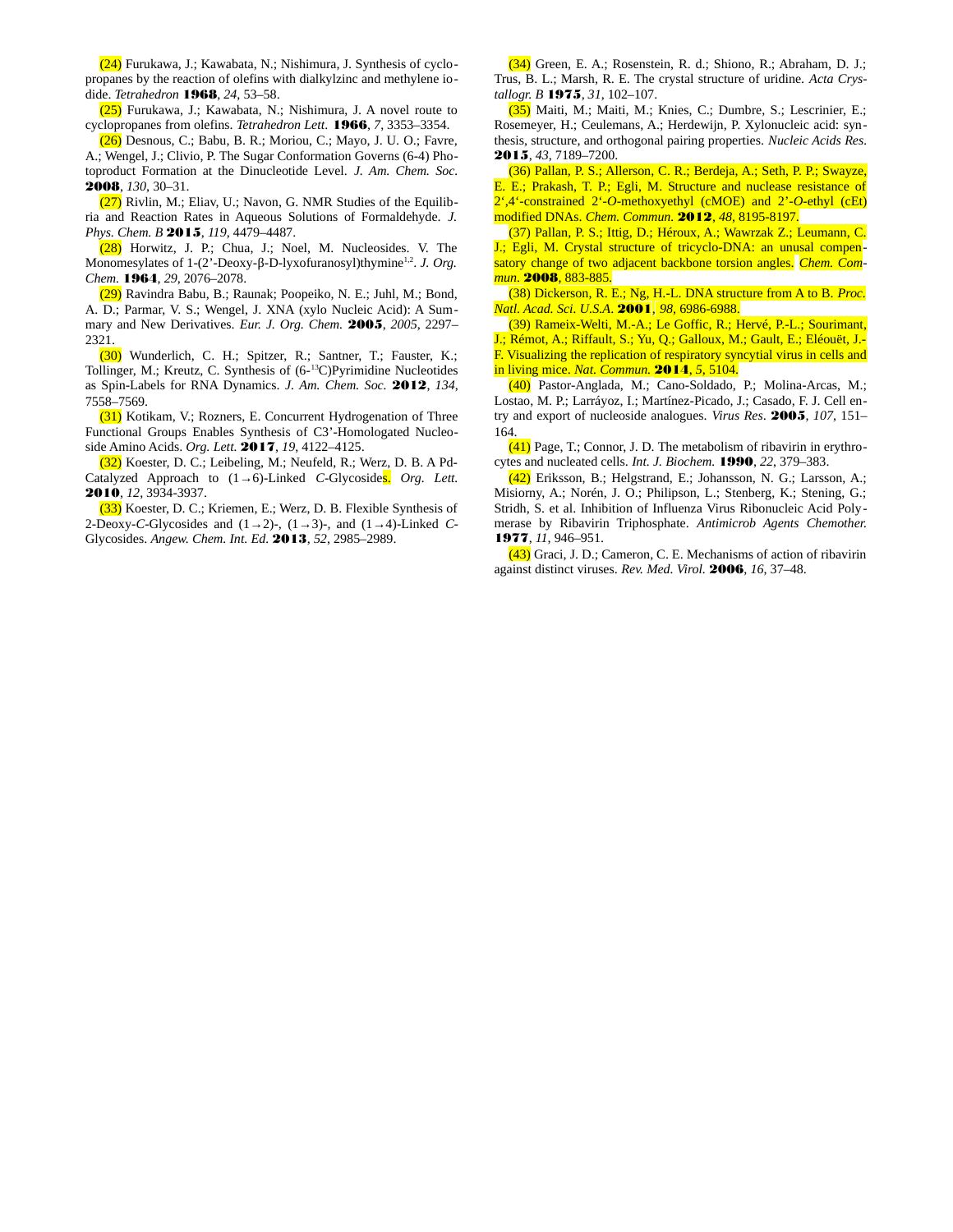(24) Furukawa, J.; Kawabata, N.; Nishimura, J. Synthesis of cyclopropanes by the reaction of olefins with dialkylzinc and methylene iodide. *Tetrahedron* **1968**, *24*, 53–58.

(25) Furukawa, J.; Kawabata, N.; Nishimura, J. A novel route to cyclopropanes from olefins. *Tetrahedron Lett*. **1966**, *7*, 3353–3354.

(26) Desnous, C.; Babu, B. R.; Moriou, C.; Mayo, J. U. O.; Favre, A.; Wengel, J.; Clivio, P. The Sugar Conformation Governs (6-4) Photoproduct Formation at the Dinucleotide Level. *J. Am. Chem. Soc*. **2008**, *130*, 30–31.

(27) Rivlin, M.; Eliav, U.; Navon, G. NMR Studies of the Equilibria and Reaction Rates in Aqueous Solutions of Formaldehyde. *J. Phys. Chem. B* **2015**, *119*, 4479–4487.

(28) Horwitz, J. P.; Chua, J.; Noel, M. Nucleosides. V. The Monomesylates of 1-(2'-Deoxy-β-D-lyxofuranosyl)thymine[1,2]. *J. Org. Chem*. **1964**, *29*, 2076–2078.

(29) Ravindra Babu, B.; Raunak; Poopeiko, N. E.; Juhl, M.; Bond, A. D.; Parmar, V. S.; Wengel, J. XNA (xylo Nucleic Acid): A Summary and New Derivatives. *Eur. J. Org. Chem*. **2005**, *2005*, 2297–2321.

(30) Wunderlich, C. H.; Spitzer, R.; Santner, T.; Fauster, K.; Tollinger, M.; Kreutz, C. Synthesis of (6-$^{13}$C)Pyrimidine Nucleotides as Spin-Labels for RNA Dynamics. *J. Am. Chem. Soc*. **2012**, *134*, 7558–7569.

(31) Kotikam, V.; Rozners, E. Concurrent Hydrogenation of Three Functional Groups Enables Synthesis of C3'-Homologated Nucleoside Amino Acids. *Org. Lett*. **2017**, *19*, 4122–4125.

(32) Koester, D. C.; Leibeling, M.; Neufeld, R.; Werz, D. B. A Pd-Catalyzed Approach to (1→6)-Linked *C*-Glycosides. *Org. Lett*. **2010**, *12*, 3934-3937.

(33) Koester, D. C.; Kriemen, E.; Werz, D. B. Flexible Synthesis of 2-Deoxy-*C*-Glycosides and (1→2)-, (1→3)-, and (1→4)-Linked *C*-Glycosides. *Angew. Chem. Int. Ed*. **2013**, *52*, 2985–2989.

(34) Green, E. A.; Rosenstein, R. d.; Shiono, R.; Abraham, D. J.; Trus, B. L.; Marsh, R. E. The crystal structure of uridine. *Acta Crystallogr. B* **1975**, *31*, 102–107.

(35) Maiti, M.; Maiti, M.; Knies, C.; Dumbre, S.; Lescrinier, E.; Rosemeyer, H.; Ceulemans, A.; Herdewijn, P. Xylonucleic acid: synthesis, structure, and orthogonal pairing properties. *Nucleic Acids Res*. **2015**, *43*, 7189–7200.

(36) Pallan, P. S.; Allerson, C. R.; Berdeja, A.; Seth, P. P.; Swayze, E. E.; Prakash, T. P.; Egli, M. Structure and nuclease resistance of 2',4'-constrained 2'-*O*-methoxyethyl (cMOE) and 2'-*O*-ethyl (cEt) modified DNAs. *Chem. Commun*. **2012**, *48*, 8195-8197.

(37) Pallan, P. S.; Ittig, D.; Héroux, A.; Wawrzak Z.; Leumann, C. J.; Egli, M. Crystal structure of tricyclo-DNA: an unusual compensatory change of two adjacent backbone torsion angles. *Chem. Commun*. **2008**, 883-885.

(38) Dickerson, R. E.; Ng, H.-L. DNA structure from A to B. *Proc. Natl. Acad. Sci. U.S.A*. **2001**, *98*, 6986-6988.

(39) Rameix-Welti, M.-A.; Le Goffic, R.; Hervé, P.-L.; Sourimant, J.; Rémot, A.; Riffault, S.; Yu, Q.; Galloux, M.; Gault, E.; Eléouët, J.-F. Visualizing the replication of respiratory syncytial virus in cells and in living mice. *Nat. Commun*. **2014**, *5*, 5104.

(40) Pastor-Anglada, M.; Cano-Soldado, P.; Molina-Arcas, M.; Lostao, M. P.; Larráyoz, I.; Martínez-Picado, J.; Casado, F. J. Cell entry and export of nucleoside analogues. *Virus Res*. **2005**, *107*, 151–164.

(41) Page, T.; Connor, J. D. The metabolism of ribavirin in erythrocytes and nucleated cells. *Int. J. Biochem*. **1990**, *22*, 379–383.

(42) Eriksson, B.; Helgstrand, E.; Johansson, N. G.; Larsson, A.; Misiorny, A.; Norén, J. O.; Philipson, L.; Stenberg, K.; Stening, G.; Stridh, S. et al. Inhibition of Influenza Virus Ribonucleic Acid Polymerase by Ribavirin Triphosphate. *Antimicrob Agents Chemother*. **1977**, *11*, 946–951.

(43) Graci, J. D.; Cameron, C. E. Mechanisms of action of ribavirin against distinct viruses. *Rev. Med. Virol*. **2006**, *16*, 37–48.